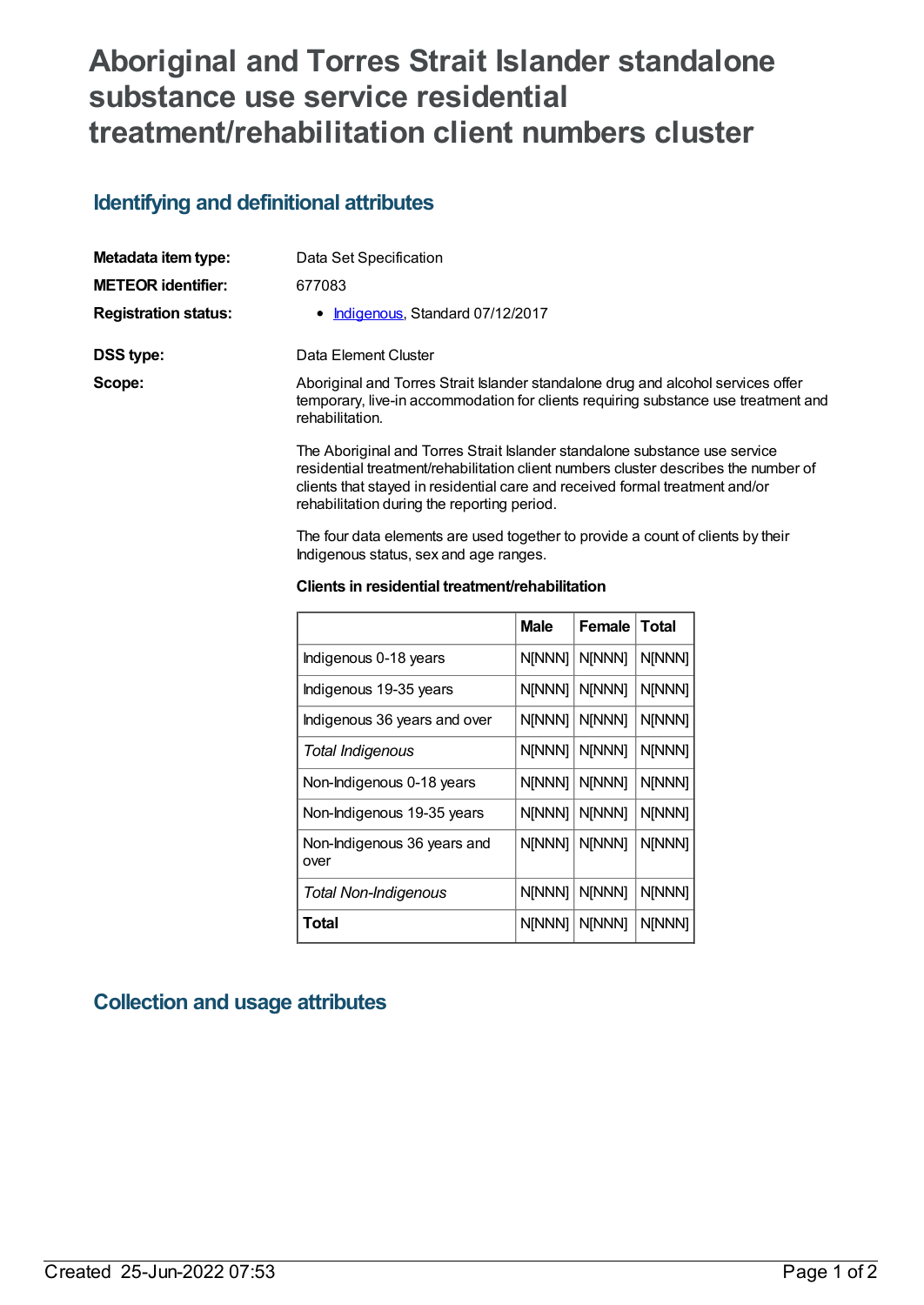# Aboriginal and Torres Strait Islander standalone substance use service residential treatment/rehabilitation client numbers cluster

## Identifying and definitional attributes

**Metadata item type:** Data Set Specification

**METEOR identifier:** 677083

**Registration status:**

- Indigenous, Standard 07/12/2017

**DSS type:** Data Element Cluster

**Scope:**

Aboriginal and Torres Strait Islander standalone drug and alcohol services offer temporary, live-in accommodation for clients requiring substance use treatment and rehabilitation.

The Aboriginal and Torres Strait Islander standalone substance use service residential treatment/rehabilitation client numbers cluster describes the number of clients that stayed in residential care and received formal treatment and/or rehabilitation during the reporting period.

The four data elements are used together to provide a count of clients by their Indigenous status, sex and age ranges.

**Clients in residential treatment/rehabilitation**

| | Male | Female | Total |
|---|---|---|---|
| Indigenous 0-18 years | N[NNN] | N[NNN] | N[NNN] |
| Indigenous 19-35 years | N[NNN] | N[NNN] | N[NNN] |
| Indigenous 36 years and over | N[NNN] | N[NNN] | N[NNN] |
| *Total Indigenous* | N[NNN] | N[NNN] | N[NNN] |
| Non-Indigenous 0-18 years | N[NNN] | N[NNN] | N[NNN] |
| Non-Indigenous 19-35 years | N[NNN] | N[NNN] | N[NNN] |
| Non-Indigenous 36 years and over | N[NNN] | N[NNN] | N[NNN] |
| *Total Non-Indigenous* | N[NNN] | N[NNN] | N[NNN] |
| **Total** | N[NNN] | N[NNN] | N[NNN] |

## Collection and usage attributes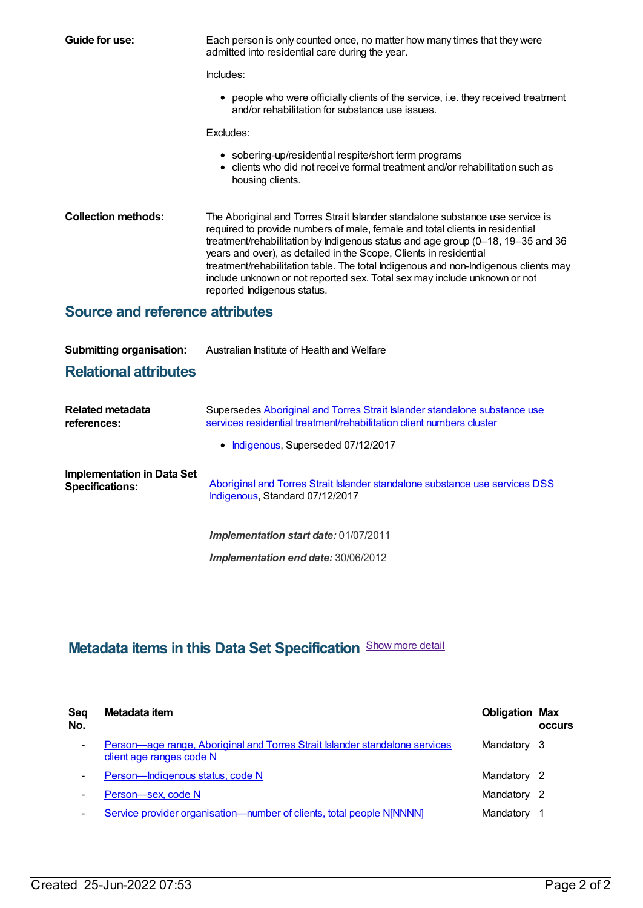**Guide for use:** Each person is only counted once, no matter how many times that they were admitted into residential care during the year.

Includes:

- people who were officially clients of the service, i.e. they received treatment and/or rehabilitation for substance use issues.

Excludes:

- sobering-up/residential respite/short term programs
- clients who did not receive formal treatment and/or rehabilitation such as housing clients.

**Collection methods:** The Aboriginal and Torres Strait Islander standalone substance use service is required to provide numbers of male, female and total clients in residential treatment/rehabilitation by Indigenous status and age group (0–18, 19–35 and 36 years and over), as detailed in the Scope, Clients in residential treatment/rehabilitation table. The total Indigenous and non-Indigenous clients may include unknown or not reported sex. Total sex may include unknown or not reported Indigenous status.

## Source and reference attributes

**Submitting organisation:** Australian Institute of Health and Welfare

## Relational attributes

**Related metadata references:** Supersedes Aboriginal and Torres Strait Islander standalone substance use services residential treatment/rehabilitation client numbers cluster

- Indigenous, Superseded 07/12/2017

**Implementation in Data Set Specifications:** Aboriginal and Torres Strait Islander standalone substance use services DSS Indigenous, Standard 07/12/2017

*Implementation start date:* 01/07/2011

*Implementation end date:* 30/06/2012

## Metadata items in this Data Set Specification

Show more detail

| Seq No. | Metadata item | Obligation | Max occurs |
|---|---|---|---|
| - | Person—age range, Aboriginal and Torres Strait Islander standalone services client age ranges code N | Mandatory | 3 |
| - | Person—Indigenous status, code N | Mandatory | 2 |
| - | Person—sex, code N | Mandatory | 2 |
| - | Service provider organisation—number of clients, total people N[NNNN] | Mandatory | 1 |